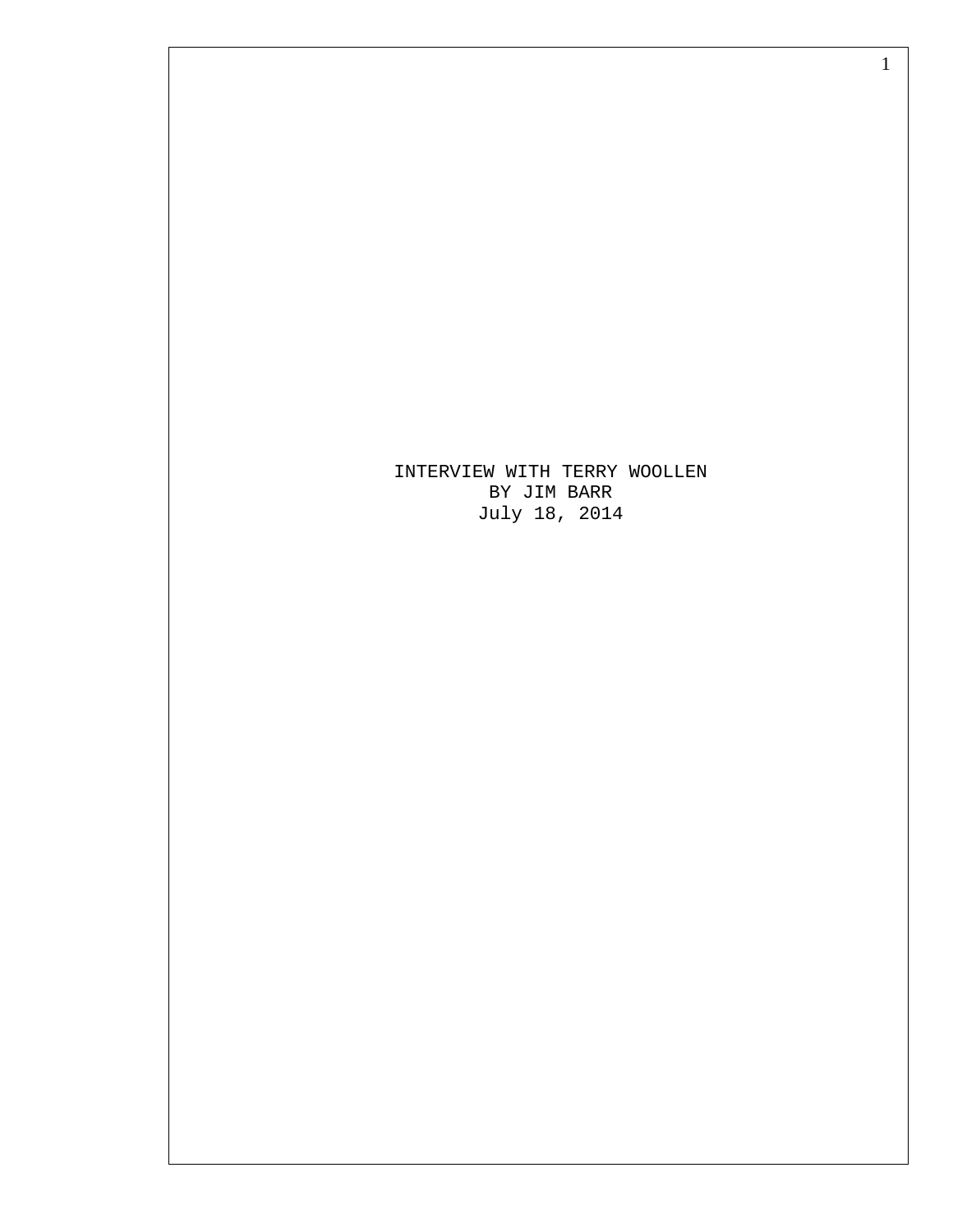# INTERVIEW WITH TERRY WOOLLEN
BY JIM BARR
July 18, 2014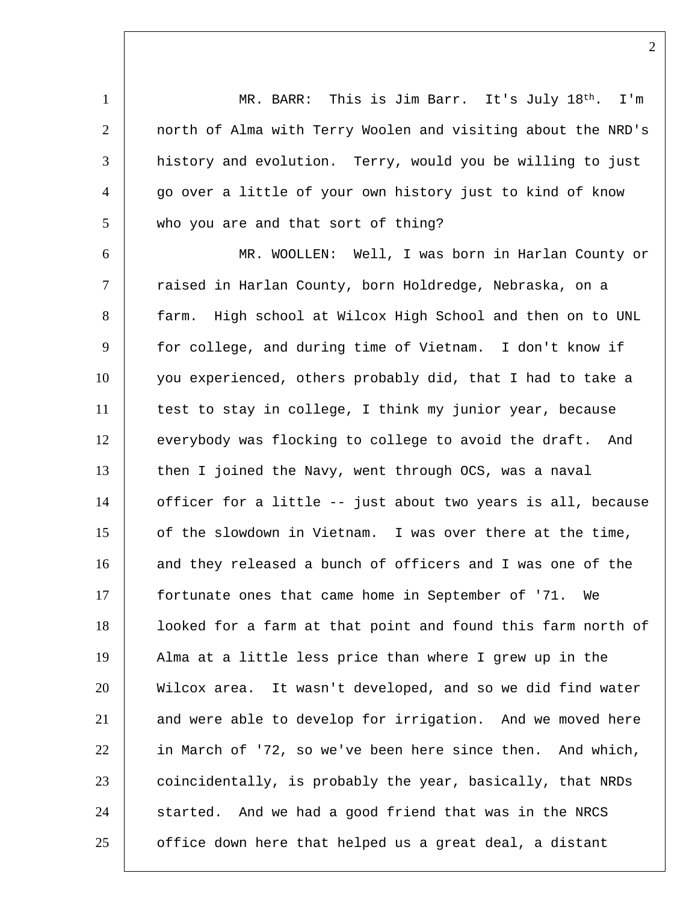MR. BARR: This is Jim Barr. It's July 18th. I'm north of Alma with Terry Woolen and visiting about the NRD's history and evolution. Terry, would you be willing to just go over a little of your own history just to kind of know who you are and that sort of thing?

MR. WOOLLEN: Well, I was born in Harlan County or raised in Harlan County, born Holdredge, Nebraska, on a farm. High school at Wilcox High School and then on to UNL for college, and during time of Vietnam. I don't know if you experienced, others probably did, that I had to take a test to stay in college, I think my junior year, because everybody was flocking to college to avoid the draft. And then I joined the Navy, went through OCS, was a naval officer for a little -- just about two years is all, because of the slowdown in Vietnam. I was over there at the time, and they released a bunch of officers and I was one of the fortunate ones that came home in September of '71. We looked for a farm at that point and found this farm north of Alma at a little less price than where I grew up in the Wilcox area. It wasn't developed, and so we did find water and were able to develop for irrigation. And we moved here in March of '72, so we've been here since then. And which, coincidentally, is probably the year, basically, that NRDs started. And we had a good friend that was in the NRCS office down here that helped us a great deal, a distant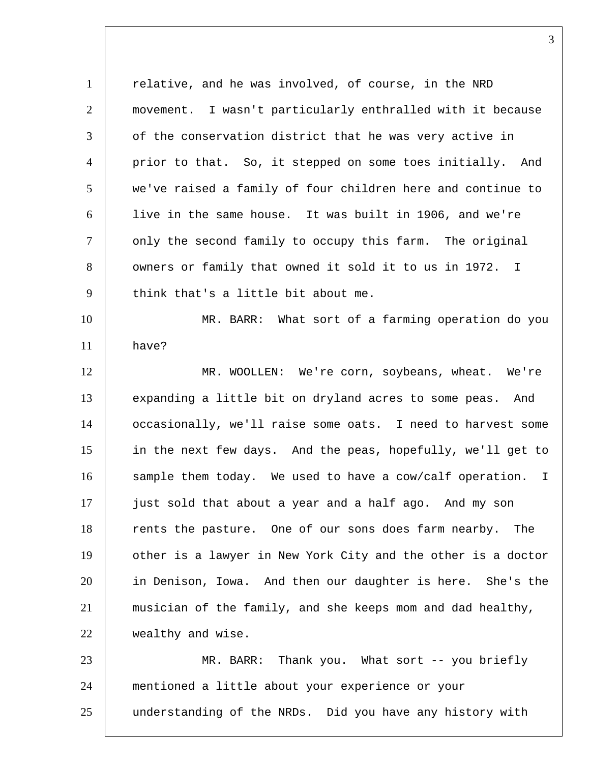relative, and he was involved, of course, in the NRD movement. I wasn't particularly enthralled with it because of the conservation district that he was very active in prior to that. So, it stepped on some toes initially. And we've raised a family of four children here and continue to live in the same house. It was built in 1906, and we're only the second family to occupy this farm. The original owners or family that owned it sold it to us in 1972. I think that's a little bit about me.

MR. BARR: What sort of a farming operation do you have?

MR. WOOLLEN: We're corn, soybeans, wheat. We're expanding a little bit on dryland acres to some peas. And occasionally, we'll raise some oats. I need to harvest some in the next few days. And the peas, hopefully, we'll get to sample them today. We used to have a cow/calf operation. I just sold that about a year and a half ago. And my son rents the pasture. One of our sons does farm nearby. The other is a lawyer in New York City and the other is a doctor in Denison, Iowa. And then our daughter is here. She's the musician of the family, and she keeps mom and dad healthy, wealthy and wise.

MR. BARR: Thank you. What sort -- you briefly mentioned a little about your experience or your understanding of the NRDs. Did you have any history with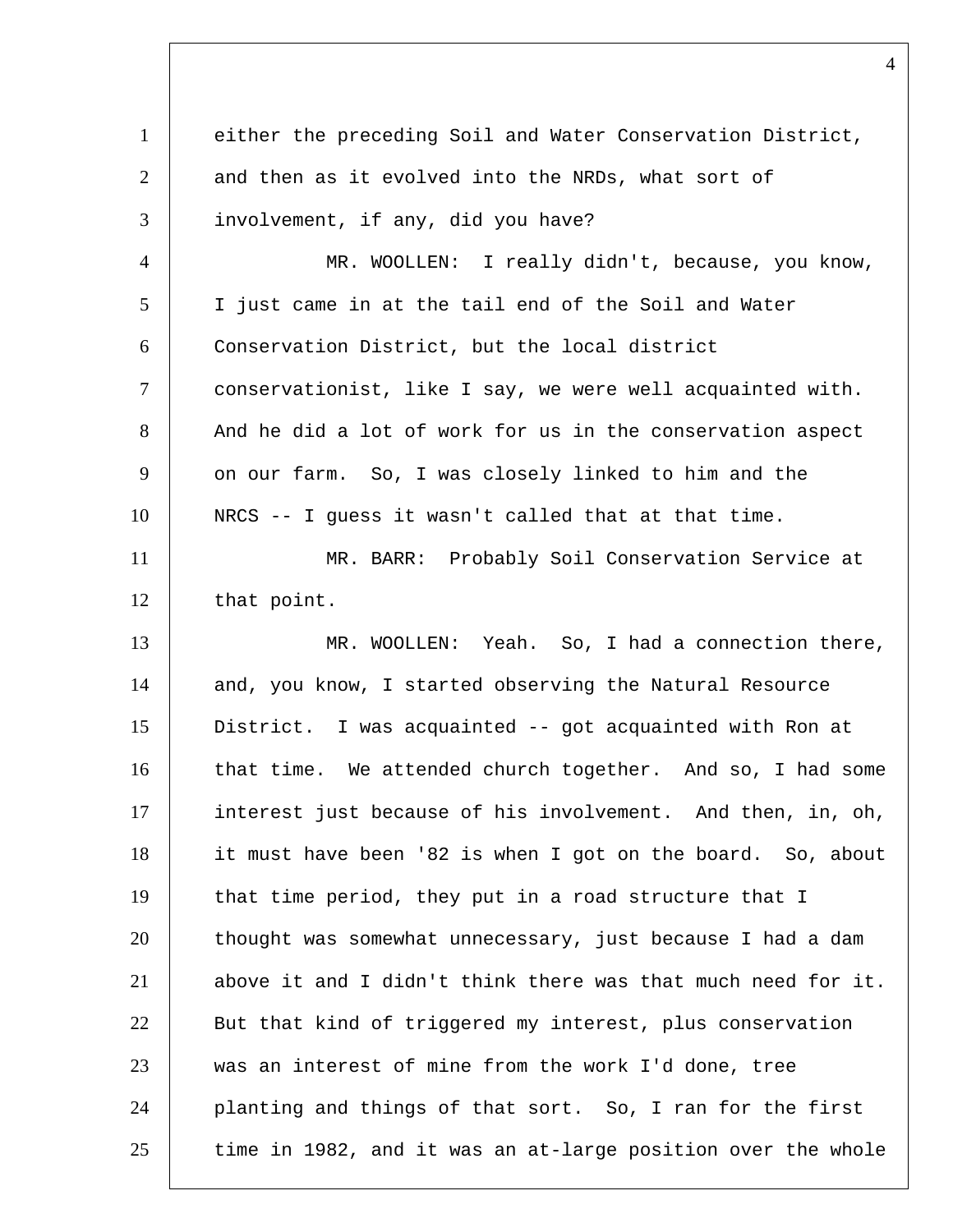either the preceding Soil and Water Conservation District, and then as it evolved into the NRDs, what sort of involvement, if any, did you have?

MR. WOOLLEN: I really didn't, because, you know, I just came in at the tail end of the Soil and Water Conservation District, but the local district conservationist, like I say, we were well acquainted with. And he did a lot of work for us in the conservation aspect on our farm. So, I was closely linked to him and the NRCS -- I guess it wasn't called that at that time.

MR. BARR: Probably Soil Conservation Service at that point.

MR. WOOLLEN: Yeah. So, I had a connection there, and, you know, I started observing the Natural Resource District. I was acquainted -- got acquainted with Ron at that time. We attended church together. And so, I had some interest just because of his involvement. And then, in, oh, it must have been '82 is when I got on the board. So, about that time period, they put in a road structure that I thought was somewhat unnecessary, just because I had a dam above it and I didn't think there was that much need for it. But that kind of triggered my interest, plus conservation was an interest of mine from the work I'd done, tree planting and things of that sort. So, I ran for the first time in 1982, and it was an at-large position over the whole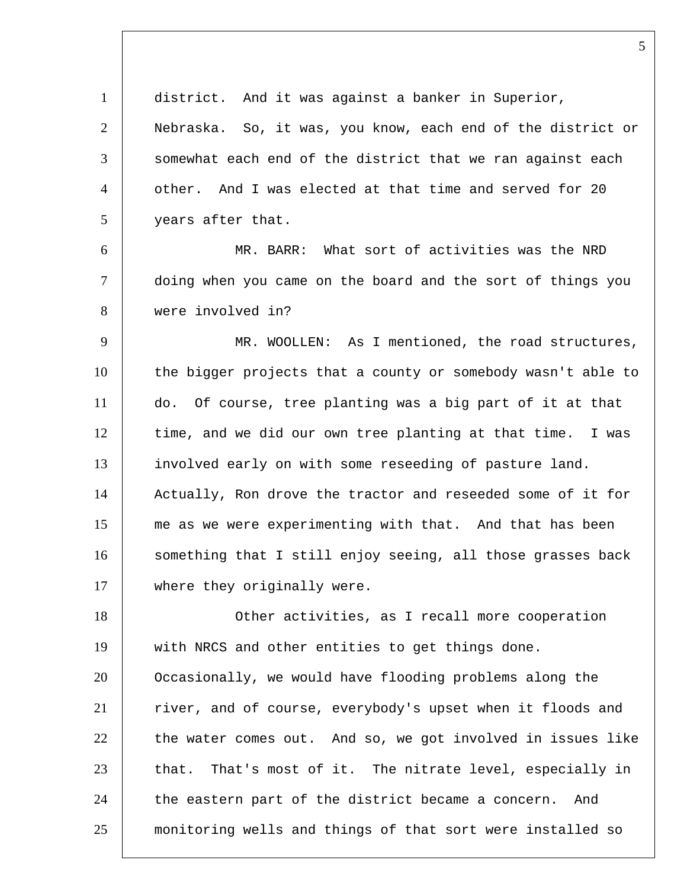district. And it was against a banker in Superior, Nebraska. So, it was, you know, each end of the district or somewhat each end of the district that we ran against each other. And I was elected at that time and served for 20 years after that.

MR. BARR: What sort of activities was the NRD doing when you came on the board and the sort of things you were involved in?

MR. WOOLLEN: As I mentioned, the road structures, the bigger projects that a county or somebody wasn't able to do. Of course, tree planting was a big part of it at that time, and we did our own tree planting at that time. I was involved early on with some reseeding of pasture land. Actually, Ron drove the tractor and reseeded some of it for me as we were experimenting with that. And that has been something that I still enjoy seeing, all those grasses back where they originally were.

Other activities, as I recall more cooperation with NRCS and other entities to get things done. Occasionally, we would have flooding problems along the river, and of course, everybody's upset when it floods and the water comes out. And so, we got involved in issues like that. That's most of it. The nitrate level, especially in the eastern part of the district became a concern. And monitoring wells and things of that sort were installed so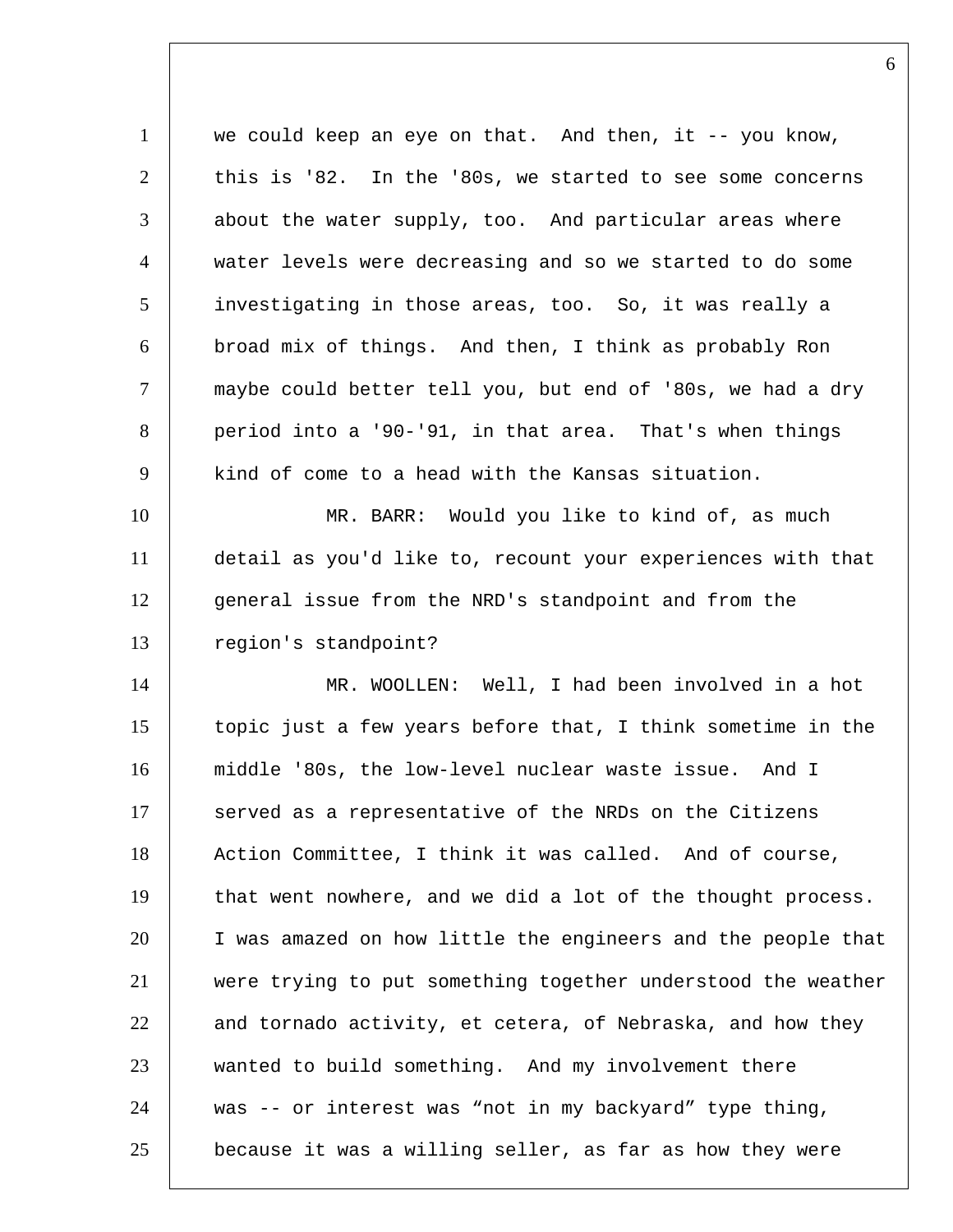we could keep an eye on that. And then, it -- you know, this is '82. In the '80s, we started to see some concerns about the water supply, too. And particular areas where water levels were decreasing and so we started to do some investigating in those areas, too. So, it was really a broad mix of things. And then, I think as probably Ron maybe could better tell you, but end of '80s, we had a dry period into a '90-'91, in that area. That's when things kind of come to a head with the Kansas situation.

MR. BARR: Would you like to kind of, as much detail as you'd like to, recount your experiences with that general issue from the NRD's standpoint and from the region's standpoint?

MR. WOOLLEN: Well, I had been involved in a hot topic just a few years before that, I think sometime in the middle '80s, the low-level nuclear waste issue. And I served as a representative of the NRDs on the Citizens Action Committee, I think it was called. And of course, that went nowhere, and we did a lot of the thought process. I was amazed on how little the engineers and the people that were trying to put something together understood the weather and tornado activity, et cetera, of Nebraska, and how they wanted to build something. And my involvement there was -- or interest was “not in my backyard” type thing, because it was a willing seller, as far as how they were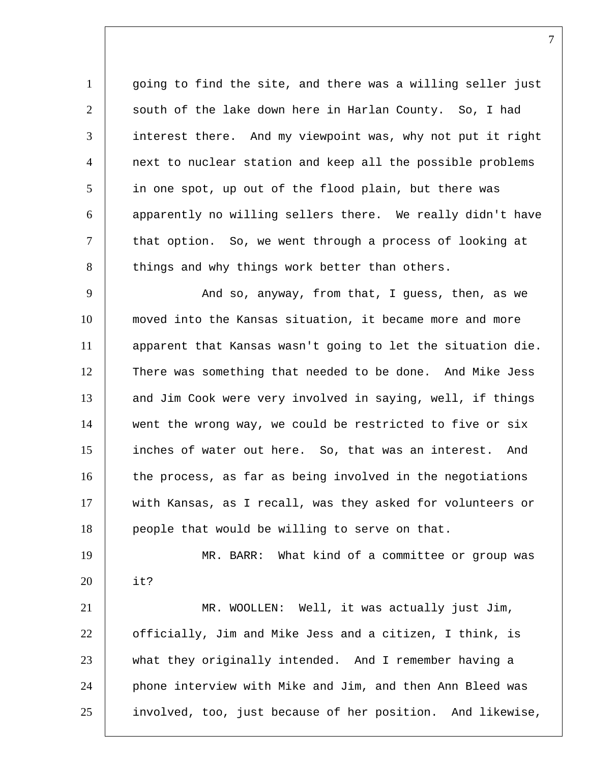going to find the site, and there was a willing seller just south of the lake down here in Harlan County. So, I had interest there. And my viewpoint was, why not put it right next to nuclear station and keep all the possible problems in one spot, up out of the flood plain, but there was apparently no willing sellers there. We really didn't have that option. So, we went through a process of looking at things and why things work better than others.

And so, anyway, from that, I guess, then, as we moved into the Kansas situation, it became more and more apparent that Kansas wasn't going to let the situation die. There was something that needed to be done. And Mike Jess and Jim Cook were very involved in saying, well, if things went the wrong way, we could be restricted to five or six inches of water out here. So, that was an interest. And the process, as far as being involved in the negotiations with Kansas, as I recall, was they asked for volunteers or people that would be willing to serve on that.

MR. BARR: What kind of a committee or group was it?

MR. WOOLLEN: Well, it was actually just Jim, officially, Jim and Mike Jess and a citizen, I think, is what they originally intended. And I remember having a phone interview with Mike and Jim, and then Ann Bleed was involved, too, just because of her position. And likewise,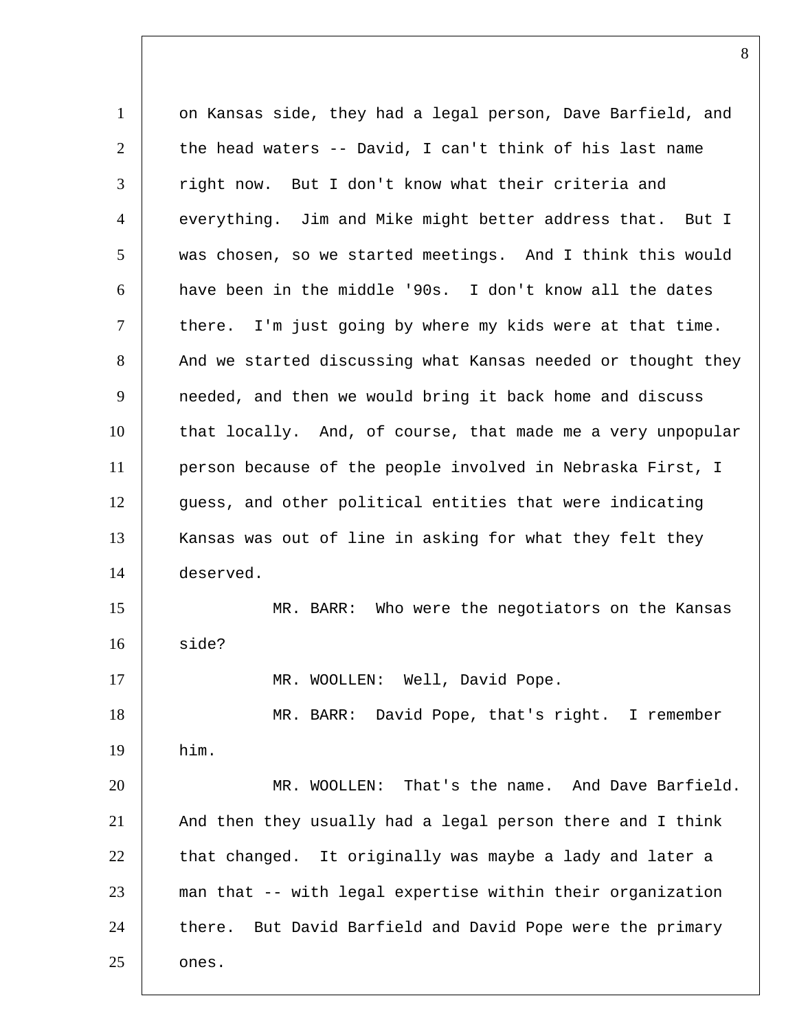on Kansas side, they had a legal person, Dave Barfield, and the head waters -- David, I can't think of his last name right now. But I don't know what their criteria and everything. Jim and Mike might better address that. But I was chosen, so we started meetings. And I think this would have been in the middle '90s. I don't know all the dates there. I'm just going by where my kids were at that time. And we started discussing what Kansas needed or thought they needed, and then we would bring it back home and discuss that locally. And, of course, that made me a very unpopular person because of the people involved in Nebraska First, I guess, and other political entities that were indicating Kansas was out of line in asking for what they felt they deserved.

MR. BARR: Who were the negotiators on the Kansas side?

MR. WOOLLEN: Well, David Pope.

MR. BARR: David Pope, that's right. I remember him.

MR. WOOLLEN: That's the name. And Dave Barfield. And then they usually had a legal person there and I think that changed. It originally was maybe a lady and later a man that -- with legal expertise within their organization there. But David Barfield and David Pope were the primary ones.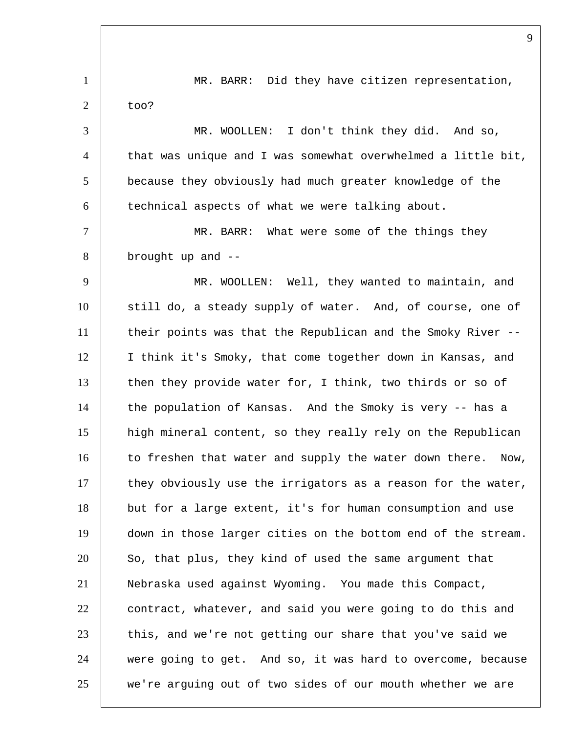MR. BARR: Did they have citizen representation, too?

MR. WOOLLEN: I don't think they did. And so, that was unique and I was somewhat overwhelmed a little bit, because they obviously had much greater knowledge of the technical aspects of what we were talking about.

MR. BARR: What were some of the things they brought up and --

MR. WOOLLEN: Well, they wanted to maintain, and still do, a steady supply of water. And, of course, one of their points was that the Republican and the Smoky River -- I think it's Smoky, that come together down in Kansas, and then they provide water for, I think, two thirds or so of the population of Kansas. And the Smoky is very -- has a high mineral content, so they really rely on the Republican to freshen that water and supply the water down there. Now, they obviously use the irrigators as a reason for the water, but for a large extent, it's for human consumption and use down in those larger cities on the bottom end of the stream. So, that plus, they kind of used the same argument that Nebraska used against Wyoming. You made this Compact, contract, whatever, and said you were going to do this and this, and we're not getting our share that you've said we were going to get. And so, it was hard to overcome, because we're arguing out of two sides of our mouth whether we are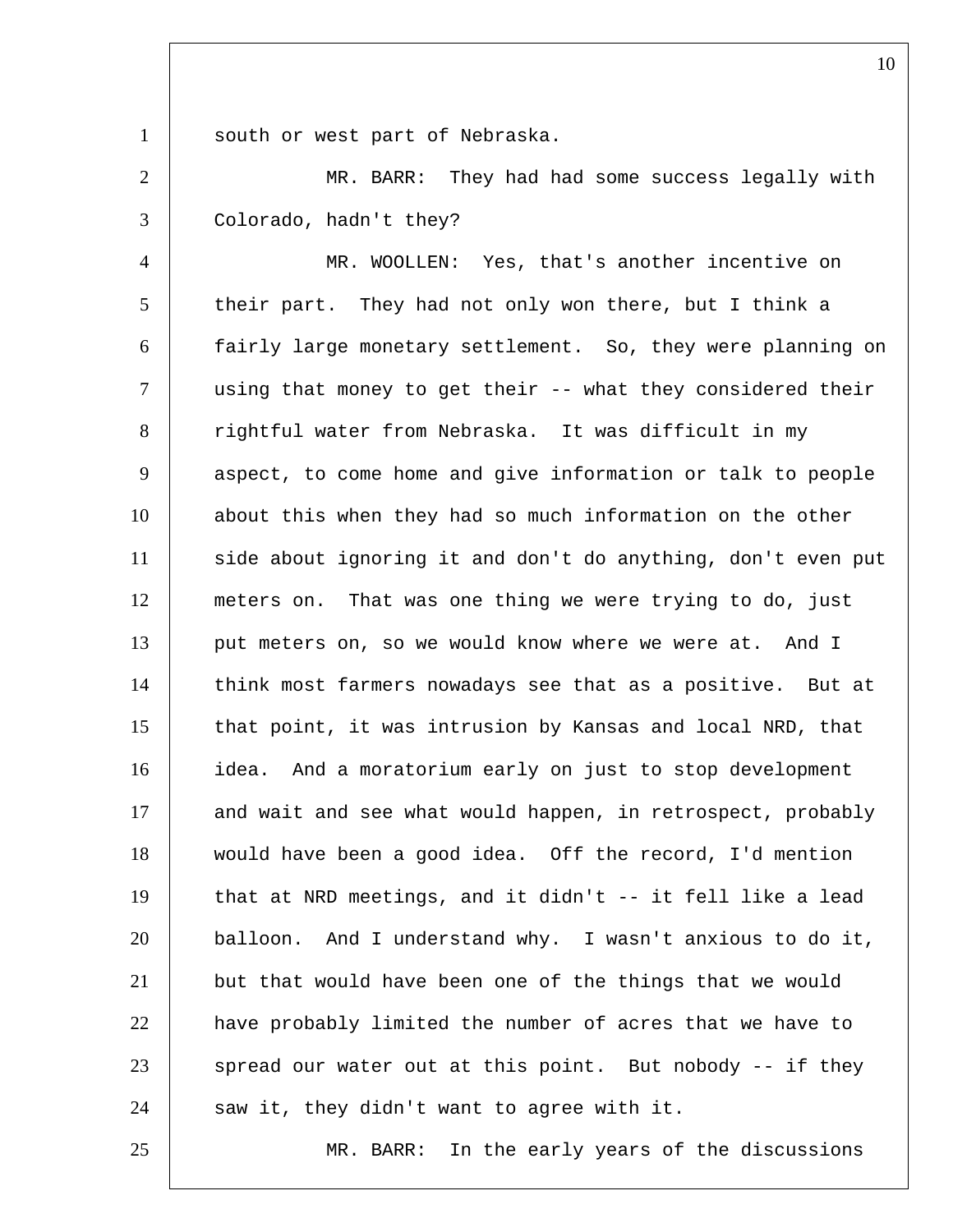south or west part of Nebraska.

MR. BARR: They had had some success legally with Colorado, hadn't they?

MR. WOOLLEN: Yes, that's another incentive on their part. They had not only won there, but I think a fairly large monetary settlement. So, they were planning on using that money to get their -- what they considered their rightful water from Nebraska. It was difficult in my aspect, to come home and give information or talk to people about this when they had so much information on the other side about ignoring it and don't do anything, don't even put meters on. That was one thing we were trying to do, just put meters on, so we would know where we were at. And I think most farmers nowadays see that as a positive. But at that point, it was intrusion by Kansas and local NRD, that idea. And a moratorium early on just to stop development and wait and see what would happen, in retrospect, probably would have been a good idea. Off the record, I'd mention that at NRD meetings, and it didn't -- it fell like a lead balloon. And I understand why. I wasn't anxious to do it, but that would have been one of the things that we would have probably limited the number of acres that we have to spread our water out at this point. But nobody -- if they saw it, they didn't want to agree with it.

MR. BARR: In the early years of the discussions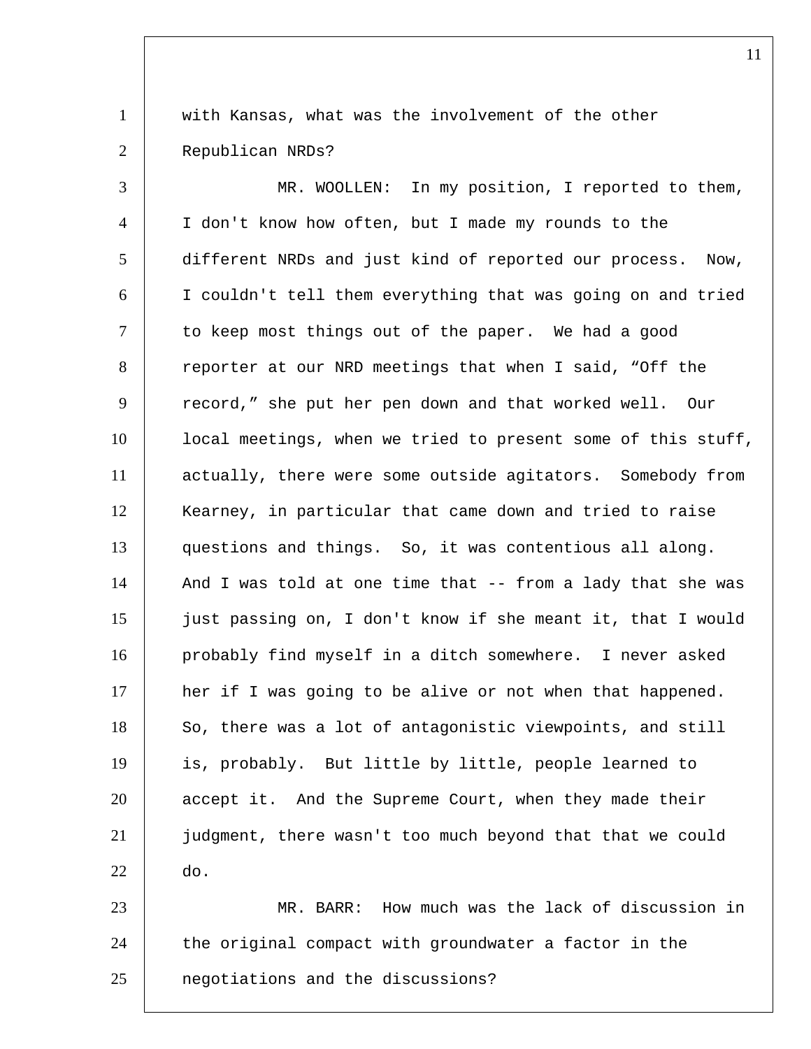with Kansas, what was the involvement of the other Republican NRDs?

MR. WOOLLEN: In my position, I reported to them, I don't know how often, but I made my rounds to the different NRDs and just kind of reported our process. Now, I couldn't tell them everything that was going on and tried to keep most things out of the paper. We had a good reporter at our NRD meetings that when I said, "Off the record," she put her pen down and that worked well. Our local meetings, when we tried to present some of this stuff, actually, there were some outside agitators. Somebody from Kearney, in particular that came down and tried to raise questions and things. So, it was contentious all along. And I was told at one time that -- from a lady that she was just passing on, I don't know if she meant it, that I would probably find myself in a ditch somewhere. I never asked her if I was going to be alive or not when that happened. So, there was a lot of antagonistic viewpoints, and still is, probably. But little by little, people learned to accept it. And the Supreme Court, when they made their judgment, there wasn't too much beyond that that we could do.

MR. BARR: How much was the lack of discussion in the original compact with groundwater a factor in the negotiations and the discussions?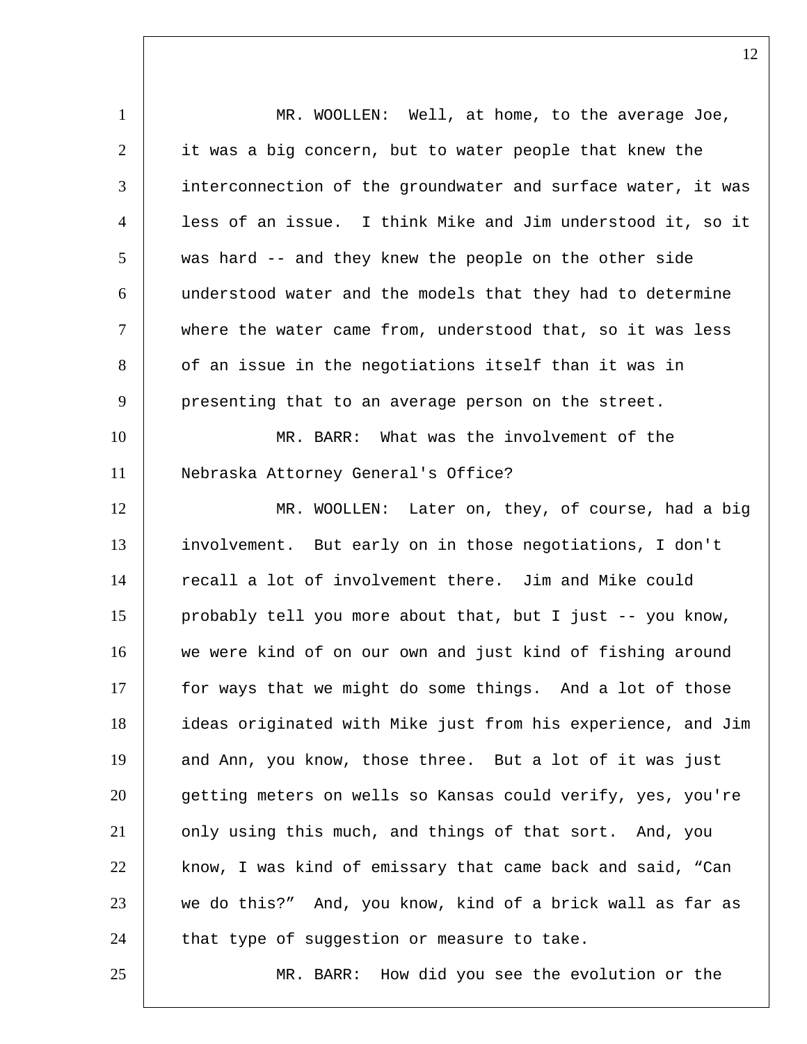MR. WOOLLEN: Well, at home, to the average Joe, it was a big concern, but to water people that knew the interconnection of the groundwater and surface water, it was less of an issue. I think Mike and Jim understood it, so it was hard -- and they knew the people on the other side understood water and the models that they had to determine where the water came from, understood that, so it was less of an issue in the negotiations itself than it was in presenting that to an average person on the street.

MR. BARR: What was the involvement of the Nebraska Attorney General's Office?

MR. WOOLLEN: Later on, they, of course, had a big involvement. But early on in those negotiations, I don't recall a lot of involvement there. Jim and Mike could probably tell you more about that, but I just -- you know, we were kind of on our own and just kind of fishing around for ways that we might do some things. And a lot of those ideas originated with Mike just from his experience, and Jim and Ann, you know, those three. But a lot of it was just getting meters on wells so Kansas could verify, yes, you're only using this much, and things of that sort. And, you know, I was kind of emissary that came back and said, "Can we do this?" And, you know, kind of a brick wall as far as that type of suggestion or measure to take.

MR. BARR: How did you see the evolution or the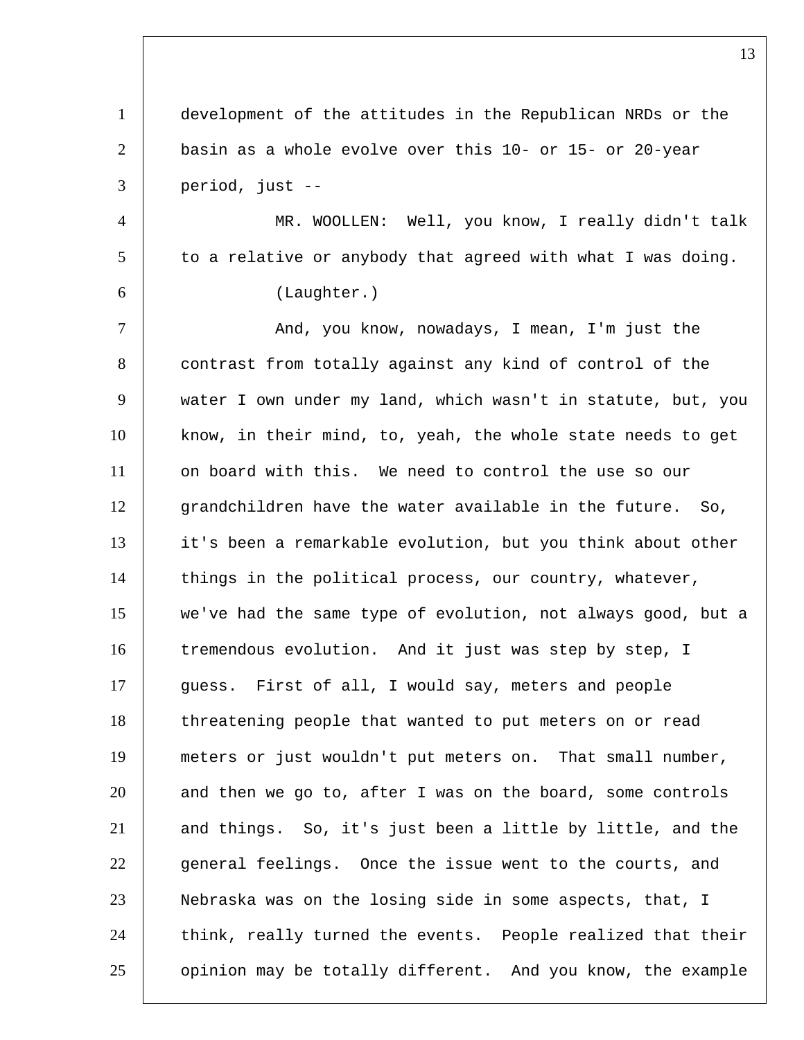development of the attitudes in the Republican NRDs or the basin as a whole evolve over this 10- or 15- or 20-year period, just --

MR. WOOLLEN: Well, you know, I really didn't talk to a relative or anybody that agreed with what I was doing.

(Laughter.)

And, you know, nowadays, I mean, I'm just the contrast from totally against any kind of control of the water I own under my land, which wasn't in statute, but, you know, in their mind, to, yeah, the whole state needs to get on board with this. We need to control the use so our grandchildren have the water available in the future. So, it's been a remarkable evolution, but you think about other things in the political process, our country, whatever, we've had the same type of evolution, not always good, but a tremendous evolution. And it just was step by step, I guess. First of all, I would say, meters and people threatening people that wanted to put meters on or read meters or just wouldn't put meters on. That small number, and then we go to, after I was on the board, some controls and things. So, it's just been a little by little, and the general feelings. Once the issue went to the courts, and Nebraska was on the losing side in some aspects, that, I think, really turned the events. People realized that their opinion may be totally different. And you know, the example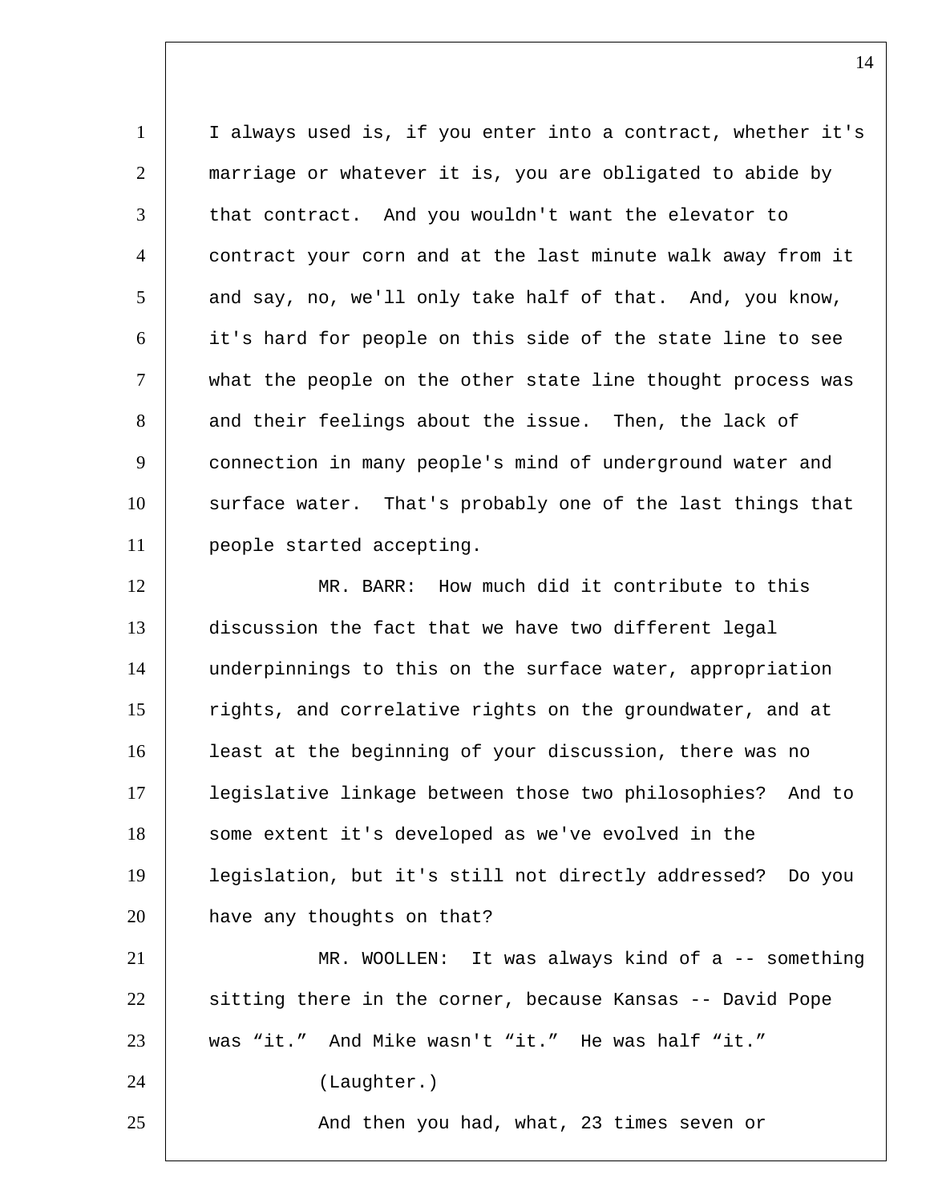I always used is, if you enter into a contract, whether it's marriage or whatever it is, you are obligated to abide by that contract. And you wouldn't want the elevator to contract your corn and at the last minute walk away from it and say, no, we'll only take half of that. And, you know, it's hard for people on this side of the state line to see what the people on the other state line thought process was and their feelings about the issue. Then, the lack of connection in many people's mind of underground water and surface water. That's probably one of the last things that people started accepting.

MR. BARR: How much did it contribute to this discussion the fact that we have two different legal underpinnings to this on the surface water, appropriation rights, and correlative rights on the groundwater, and at least at the beginning of your discussion, there was no legislative linkage between those two philosophies? And to some extent it's developed as we've evolved in the legislation, but it's still not directly addressed? Do you have any thoughts on that?

MR. WOOLLEN: It was always kind of a -- something sitting there in the corner, because Kansas -- David Pope was "it." And Mike wasn't "it." He was half "it."

(Laughter.)

And then you had, what, 23 times seven or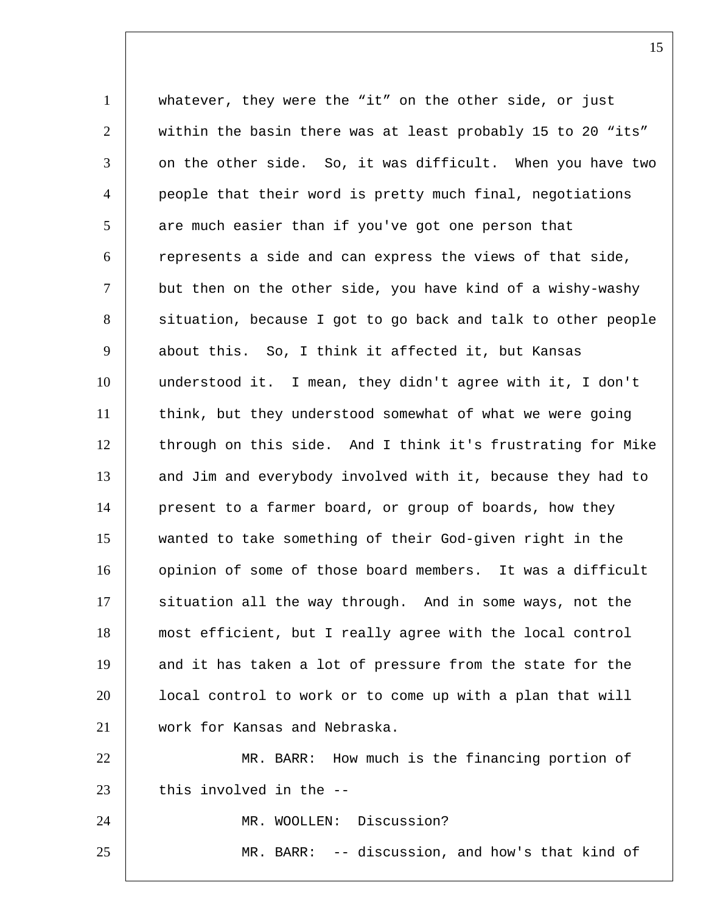whatever, they were the “it” on the other side, or just within the basin there was at least probably 15 to 20 “its” on the other side. So, it was difficult. When you have two people that their word is pretty much final, negotiations are much easier than if you've got one person that represents a side and can express the views of that side, but then on the other side, you have kind of a wishy-washy situation, because I got to go back and talk to other people about this. So, I think it affected it, but Kansas understood it. I mean, they didn't agree with it, I don't think, but they understood somewhat of what we were going through on this side. And I think it's frustrating for Mike and Jim and everybody involved with it, because they had to present to a farmer board, or group of boards, how they wanted to take something of their God-given right in the opinion of some of those board members. It was a difficult situation all the way through. And in some ways, not the most efficient, but I really agree with the local control and it has taken a lot of pressure from the state for the local control to work or to come up with a plan that will work for Kansas and Nebraska.

MR. BARR: How much is the financing portion of this involved in the --

MR. WOOLLEN: Discussion?

MR. BARR: -- discussion, and how's that kind of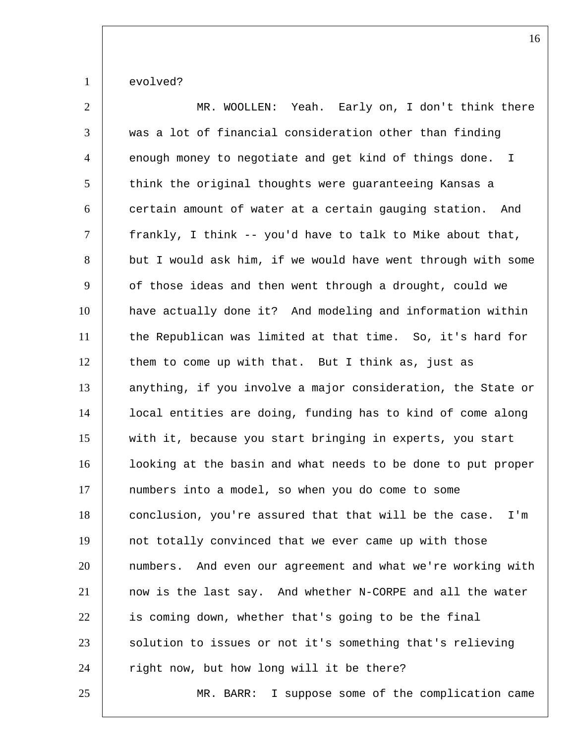evolved?

MR. WOOLLEN: Yeah. Early on, I don't think there was a lot of financial consideration other than finding enough money to negotiate and get kind of things done. I think the original thoughts were guaranteeing Kansas a certain amount of water at a certain gauging station. And frankly, I think -- you'd have to talk to Mike about that, but I would ask him, if we would have went through with some of those ideas and then went through a drought, could we have actually done it? And modeling and information within the Republican was limited at that time. So, it's hard for them to come up with that. But I think as, just as anything, if you involve a major consideration, the State or local entities are doing, funding has to kind of come along with it, because you start bringing in experts, you start looking at the basin and what needs to be done to put proper numbers into a model, so when you do come to some conclusion, you're assured that that will be the case. I'm not totally convinced that we ever came up with those numbers. And even our agreement and what we're working with now is the last say. And whether N-CORPE and all the water is coming down, whether that's going to be the final solution to issues or not it's something that's relieving right now, but how long will it be there?

MR. BARR: I suppose some of the complication came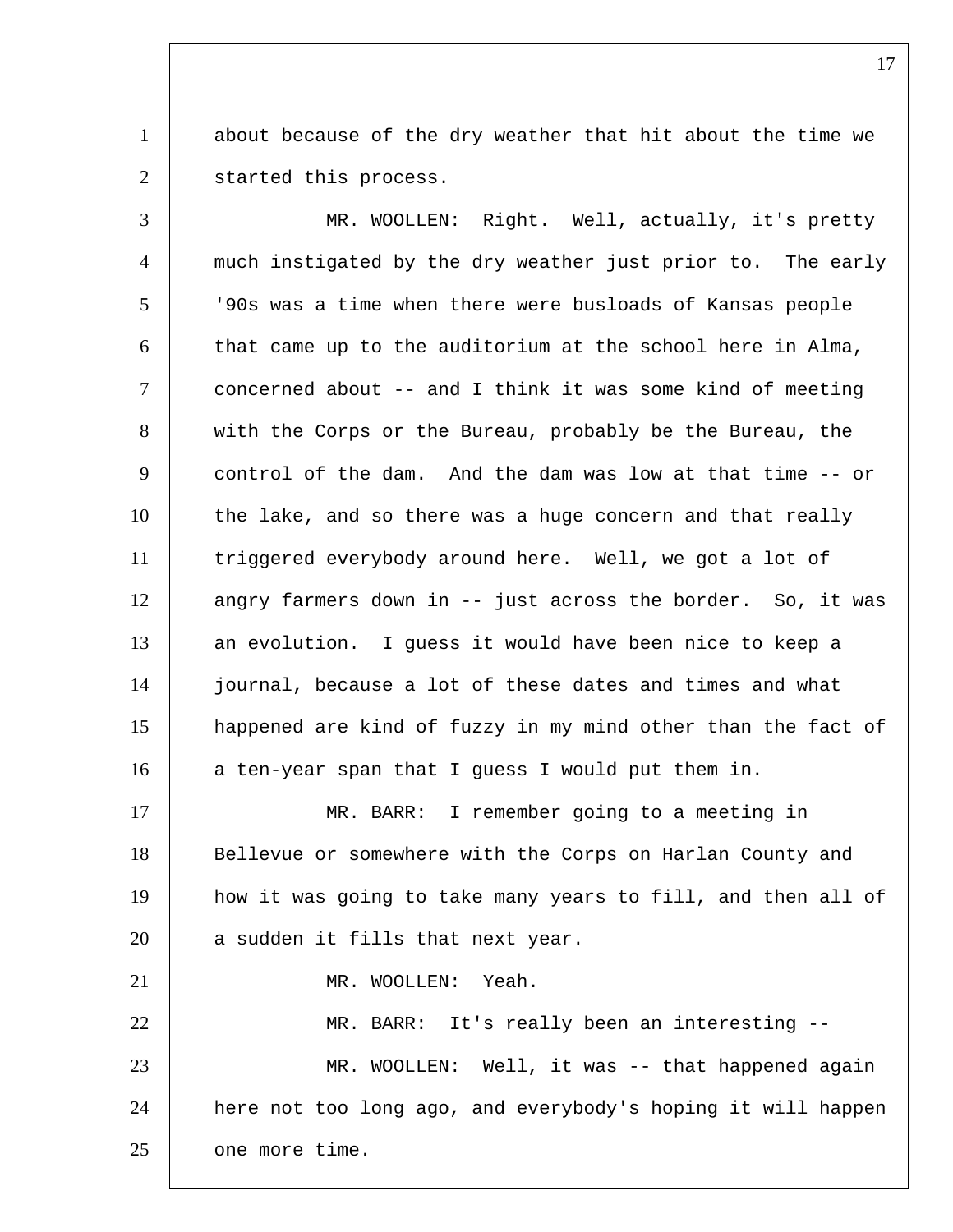about because of the dry weather that hit about the time we started this process.

MR. WOOLLEN: Right. Well, actually, it's pretty much instigated by the dry weather just prior to. The early '90s was a time when there were busloads of Kansas people that came up to the auditorium at the school here in Alma, concerned about -- and I think it was some kind of meeting with the Corps or the Bureau, probably be the Bureau, the control of the dam. And the dam was low at that time -- or the lake, and so there was a huge concern and that really triggered everybody around here. Well, we got a lot of angry farmers down in -- just across the border. So, it was an evolution. I guess it would have been nice to keep a journal, because a lot of these dates and times and what happened are kind of fuzzy in my mind other than the fact of a ten-year span that I guess I would put them in.

MR. BARR: I remember going to a meeting in Bellevue or somewhere with the Corps on Harlan County and how it was going to take many years to fill, and then all of a sudden it fills that next year.

MR. WOOLLEN: Yeah.

MR. BARR: It's really been an interesting --

MR. WOOLLEN: Well, it was -- that happened again here not too long ago, and everybody's hoping it will happen one more time.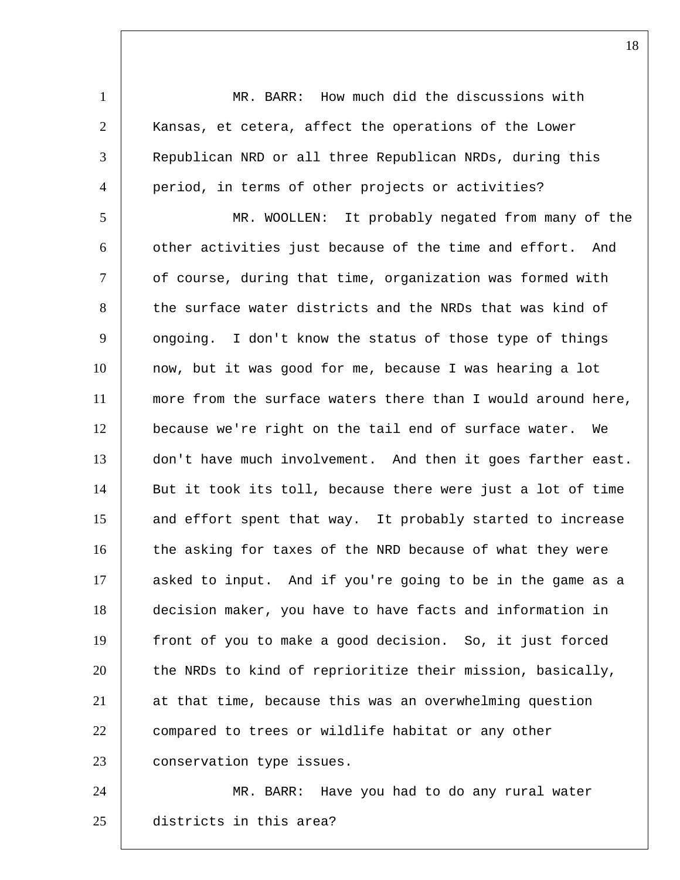MR. BARR: How much did the discussions with Kansas, et cetera, affect the operations of the Lower Republican NRD or all three Republican NRDs, during this period, in terms of other projects or activities?

MR. WOOLLEN: It probably negated from many of the other activities just because of the time and effort. And of course, during that time, organization was formed with the surface water districts and the NRDs that was kind of ongoing. I don't know the status of those type of things now, but it was good for me, because I was hearing a lot more from the surface waters there than I would around here, because we're right on the tail end of surface water. We don't have much involvement. And then it goes farther east. But it took its toll, because there were just a lot of time and effort spent that way. It probably started to increase the asking for taxes of the NRD because of what they were asked to input. And if you're going to be in the game as a decision maker, you have to have facts and information in front of you to make a good decision. So, it just forced the NRDs to kind of reprioritize their mission, basically, at that time, because this was an overwhelming question compared to trees or wildlife habitat or any other conservation type issues.

MR. BARR: Have you had to do any rural water districts in this area?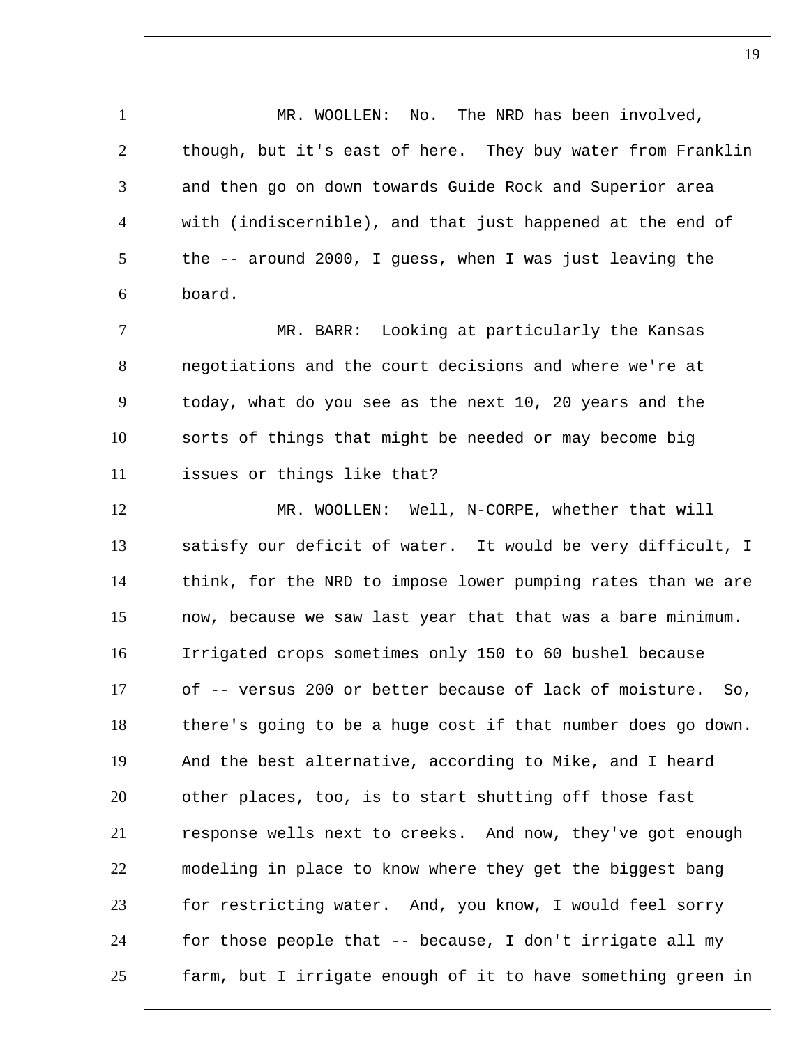MR. WOOLLEN: No. The NRD has been involved, though, but it's east of here. They buy water from Franklin and then go on down towards Guide Rock and Superior area with (indiscernible), and that just happened at the end of the -- around 2000, I guess, when I was just leaving the board.

MR. BARR: Looking at particularly the Kansas negotiations and the court decisions and where we're at today, what do you see as the next 10, 20 years and the sorts of things that might be needed or may become big issues or things like that?

MR. WOOLLEN: Well, N-CORPE, whether that will satisfy our deficit of water. It would be very difficult, I think, for the NRD to impose lower pumping rates than we are now, because we saw last year that that was a bare minimum. Irrigated crops sometimes only 150 to 60 bushel because of -- versus 200 or better because of lack of moisture. So, there's going to be a huge cost if that number does go down. And the best alternative, according to Mike, and I heard other places, too, is to start shutting off those fast response wells next to creeks. And now, they've got enough modeling in place to know where they get the biggest bang for restricting water. And, you know, I would feel sorry for those people that -- because, I don't irrigate all my farm, but I irrigate enough of it to have something green in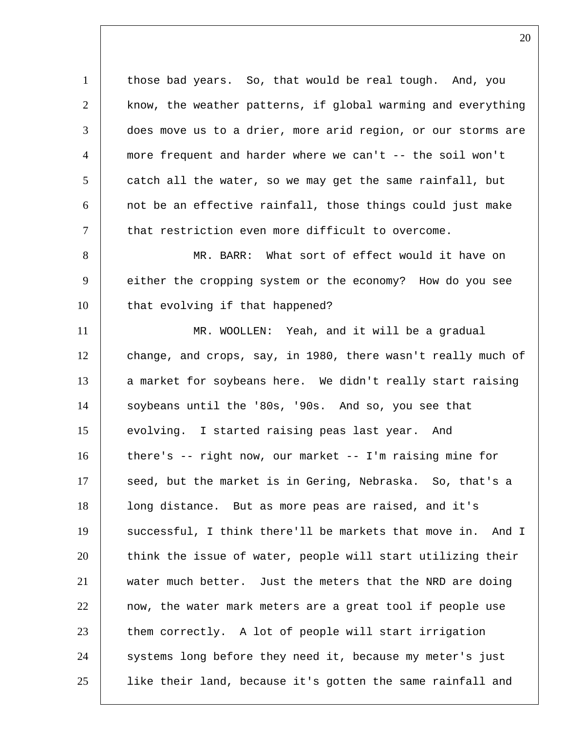those bad years. So, that would be real tough. And, you know, the weather patterns, if global warming and everything does move us to a drier, more arid region, or our storms are more frequent and harder where we can't -- the soil won't catch all the water, so we may get the same rainfall, but not be an effective rainfall, those things could just make that restriction even more difficult to overcome.

MR. BARR: What sort of effect would it have on either the cropping system or the economy? How do you see that evolving if that happened?

MR. WOOLLEN: Yeah, and it will be a gradual change, and crops, say, in 1980, there wasn't really much of a market for soybeans here. We didn't really start raising soybeans until the '80s, '90s. And so, you see that evolving. I started raising peas last year. And there's -- right now, our market -- I'm raising mine for seed, but the market is in Gering, Nebraska. So, that's a long distance. But as more peas are raised, and it's successful, I think there'll be markets that move in. And I think the issue of water, people will start utilizing their water much better. Just the meters that the NRD are doing now, the water mark meters are a great tool if people use them correctly. A lot of people will start irrigation systems long before they need it, because my meter's just like their land, because it's gotten the same rainfall and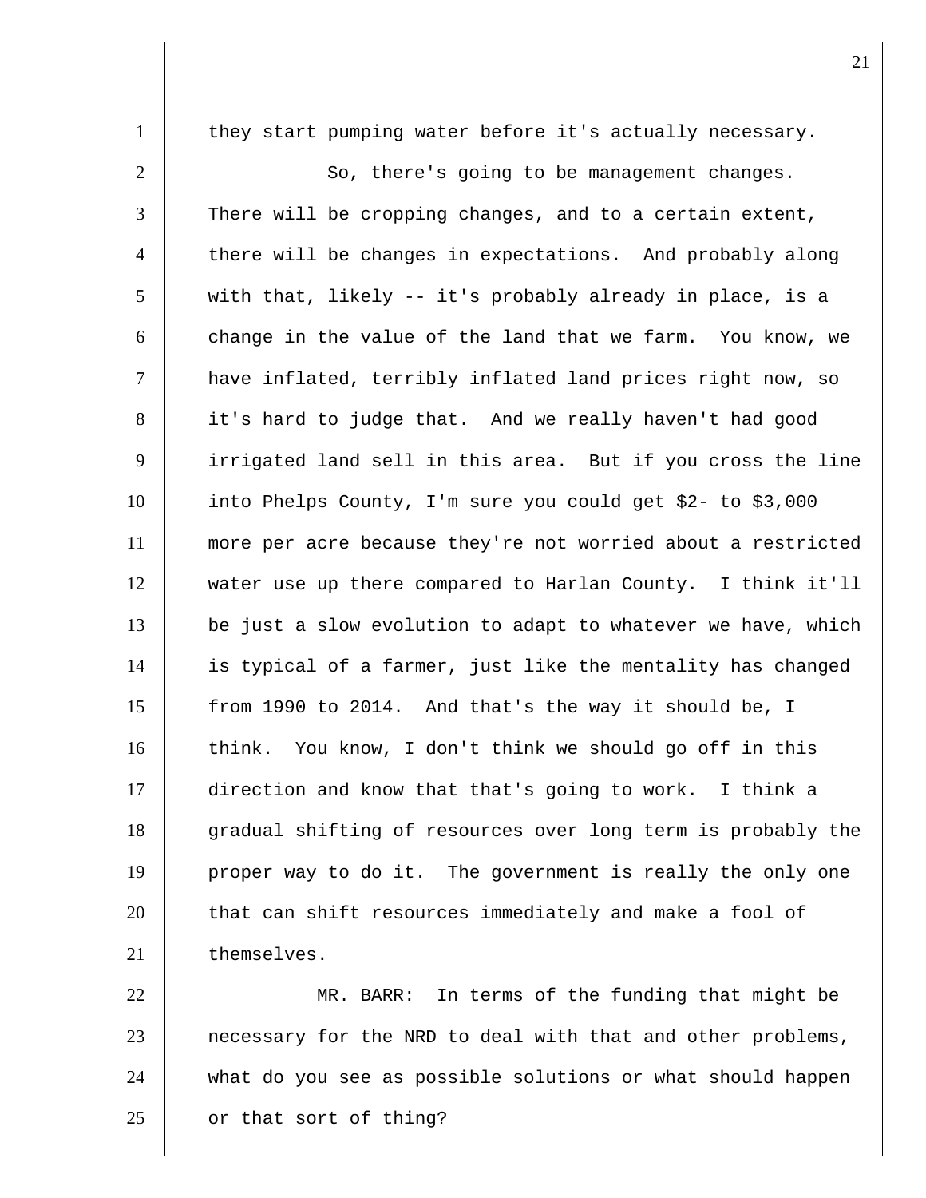they start pumping water before it's actually necessary.

So, there's going to be management changes. There will be cropping changes, and to a certain extent, there will be changes in expectations. And probably along with that, likely -- it's probably already in place, is a change in the value of the land that we farm. You know, we have inflated, terribly inflated land prices right now, so it's hard to judge that. And we really haven't had good irrigated land sell in this area. But if you cross the line into Phelps County, I'm sure you could get $2- to $3,000 more per acre because they're not worried about a restricted water use up there compared to Harlan County. I think it'll be just a slow evolution to adapt to whatever we have, which is typical of a farmer, just like the mentality has changed from 1990 to 2014. And that's the way it should be, I think. You know, I don't think we should go off in this direction and know that that's going to work. I think a gradual shifting of resources over long term is probably the proper way to do it. The government is really the only one that can shift resources immediately and make a fool of themselves.

MR. BARR: In terms of the funding that might be necessary for the NRD to deal with that and other problems, what do you see as possible solutions or what should happen or that sort of thing?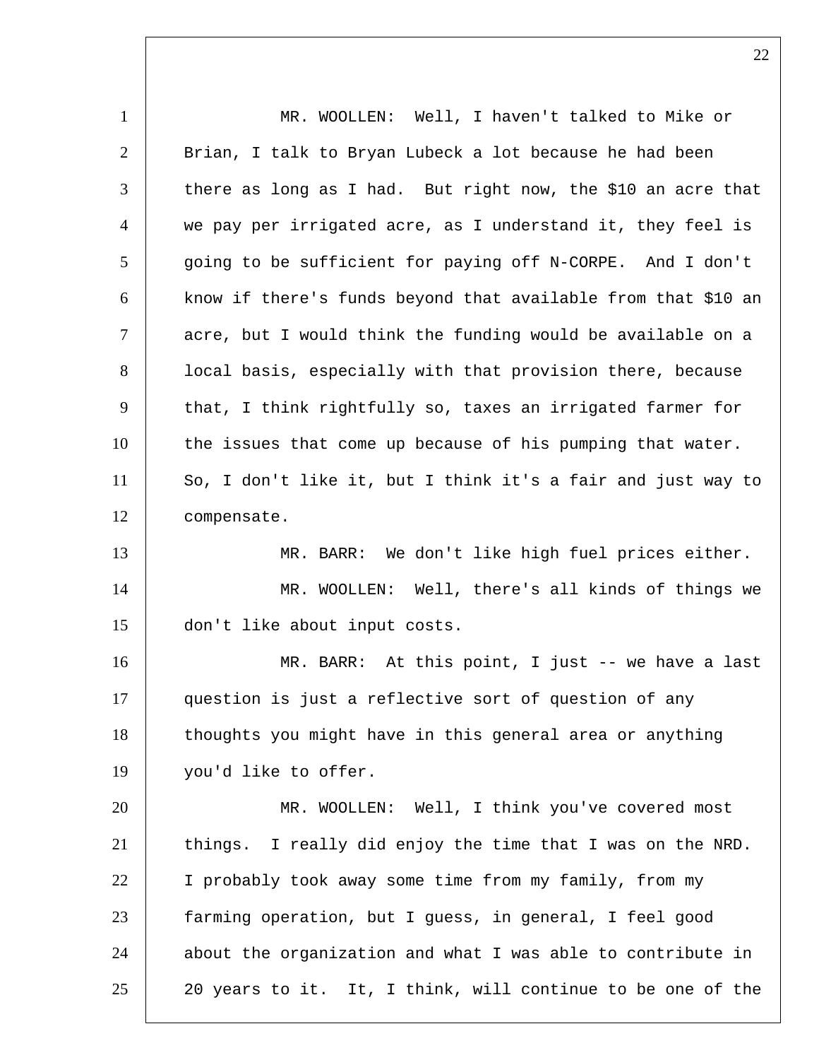MR. WOOLLEN: Well, I haven't talked to Mike or Brian, I talk to Bryan Lubeck a lot because he had been there as long as I had. But right now, the $10 an acre that we pay per irrigated acre, as I understand it, they feel is going to be sufficient for paying off N-CORPE. And I don't know if there's funds beyond that available from that $10 an acre, but I would think the funding would be available on a local basis, especially with that provision there, because that, I think rightfully so, taxes an irrigated farmer for the issues that come up because of his pumping that water. So, I don't like it, but I think it's a fair and just way to compensate.

MR. BARR: We don't like high fuel prices either.

MR. WOOLLEN: Well, there's all kinds of things we don't like about input costs.

MR. BARR: At this point, I just -- we have a last question is just a reflective sort of question of any thoughts you might have in this general area or anything you'd like to offer.

MR. WOOLLEN: Well, I think you've covered most things. I really did enjoy the time that I was on the NRD. I probably took away some time from my family, from my farming operation, but I guess, in general, I feel good about the organization and what I was able to contribute in 20 years to it. It, I think, will continue to be one of the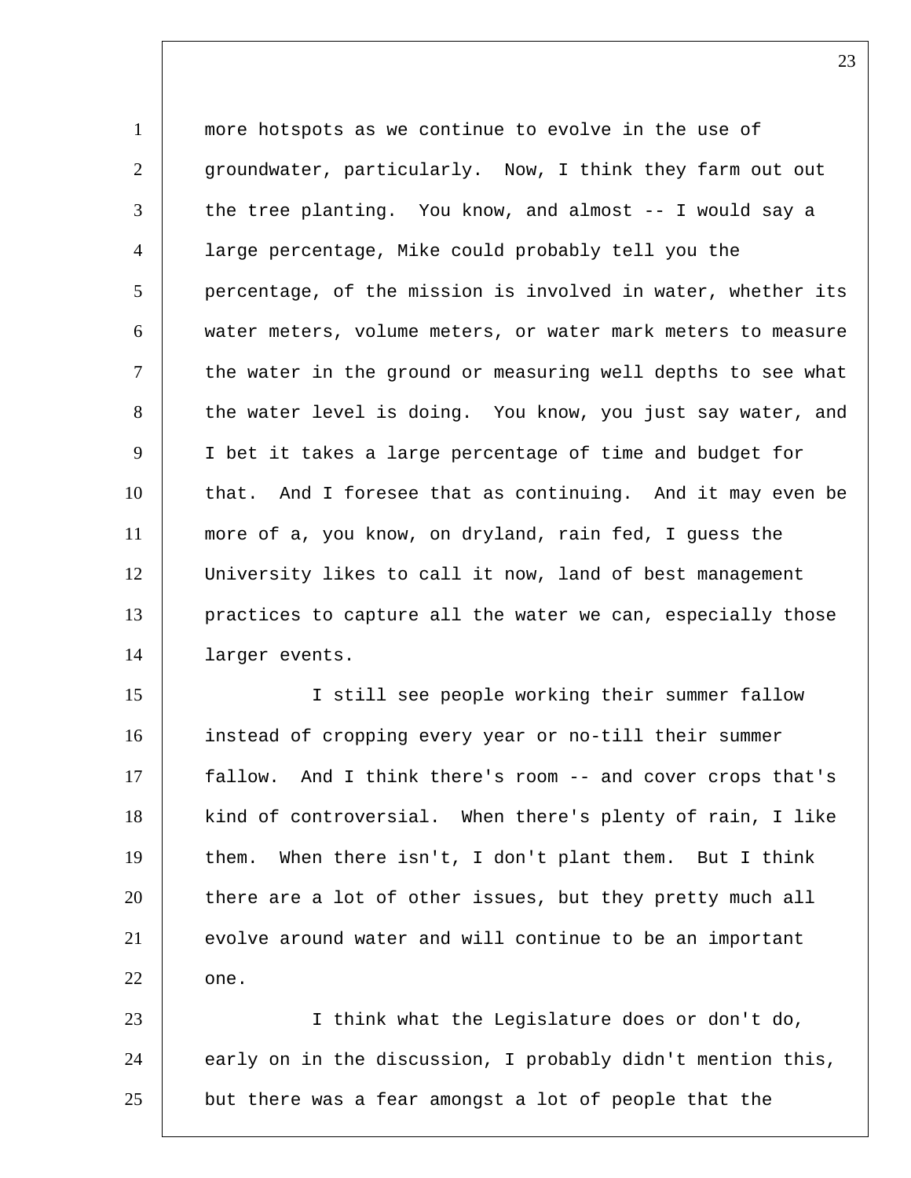more hotspots as we continue to evolve in the use of groundwater, particularly. Now, I think they farm out out the tree planting. You know, and almost -- I would say a large percentage, Mike could probably tell you the percentage, of the mission is involved in water, whether its water meters, volume meters, or water mark meters to measure the water in the ground or measuring well depths to see what the water level is doing. You know, you just say water, and I bet it takes a large percentage of time and budget for that. And I foresee that as continuing. And it may even be more of a, you know, on dryland, rain fed, I guess the University likes to call it now, land of best management practices to capture all the water we can, especially those larger events.

I still see people working their summer fallow instead of cropping every year or no-till their summer fallow. And I think there's room -- and cover crops that's kind of controversial. When there's plenty of rain, I like them. When there isn't, I don't plant them. But I think there are a lot of other issues, but they pretty much all evolve around water and will continue to be an important one.

I think what the Legislature does or don't do, early on in the discussion, I probably didn't mention this, but there was a fear amongst a lot of people that the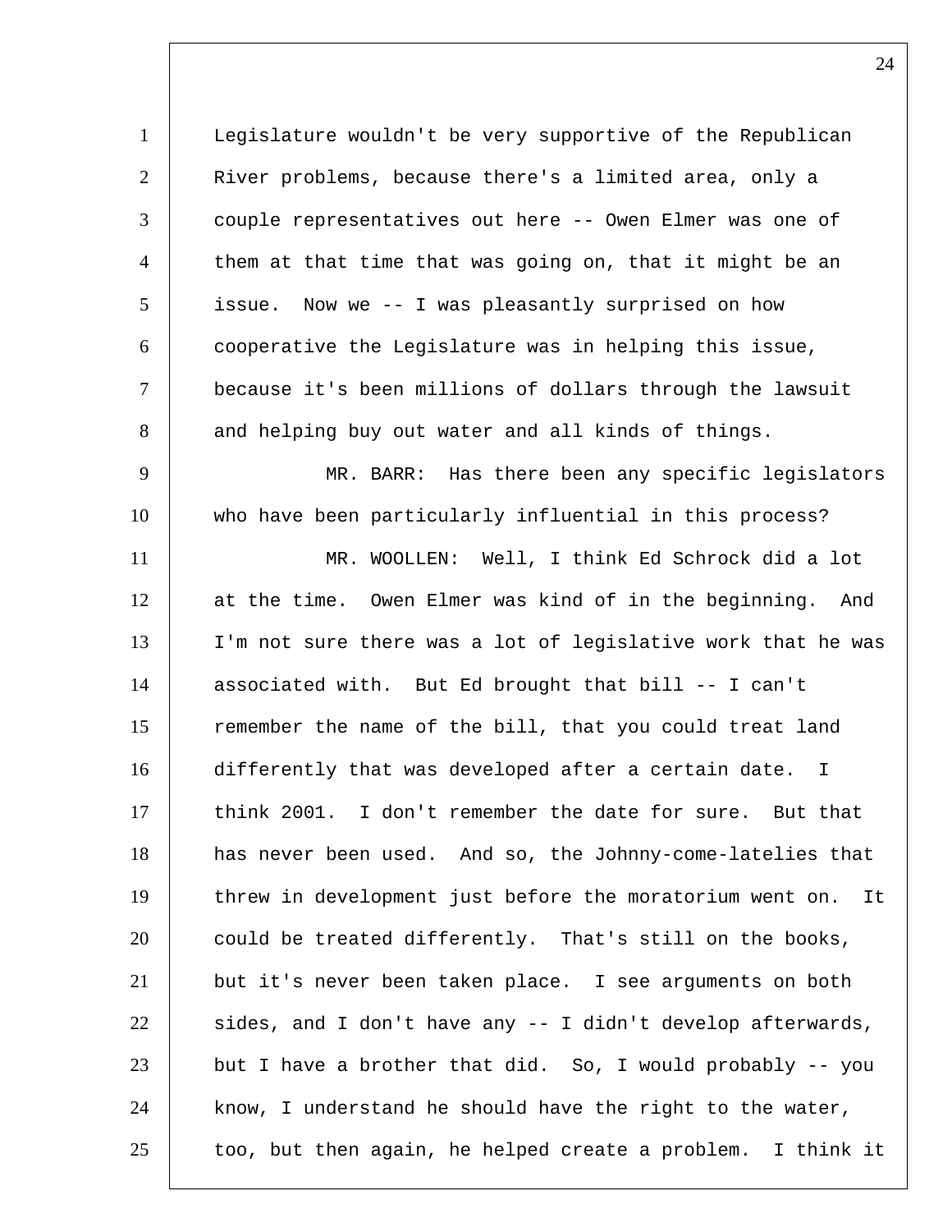Legislature wouldn't be very supportive of the Republican River problems, because there's a limited area, only a couple representatives out here -- Owen Elmer was one of them at that time that was going on, that it might be an issue. Now we -- I was pleasantly surprised on how cooperative the Legislature was in helping this issue, because it's been millions of dollars through the lawsuit and helping buy out water and all kinds of things.

MR. BARR: Has there been any specific legislators who have been particularly influential in this process?

MR. WOOLLEN: Well, I think Ed Schrock did a lot at the time. Owen Elmer was kind of in the beginning. And I'm not sure there was a lot of legislative work that he was associated with. But Ed brought that bill -- I can't remember the name of the bill, that you could treat land differently that was developed after a certain date. I think 2001. I don't remember the date for sure. But that has never been used. And so, the Johnny-come-latelies that threw in development just before the moratorium went on. It could be treated differently. That's still on the books, but it's never been taken place. I see arguments on both sides, and I don't have any -- I didn't develop afterwards, but I have a brother that did. So, I would probably -- you know, I understand he should have the right to the water, too, but then again, he helped create a problem. I think it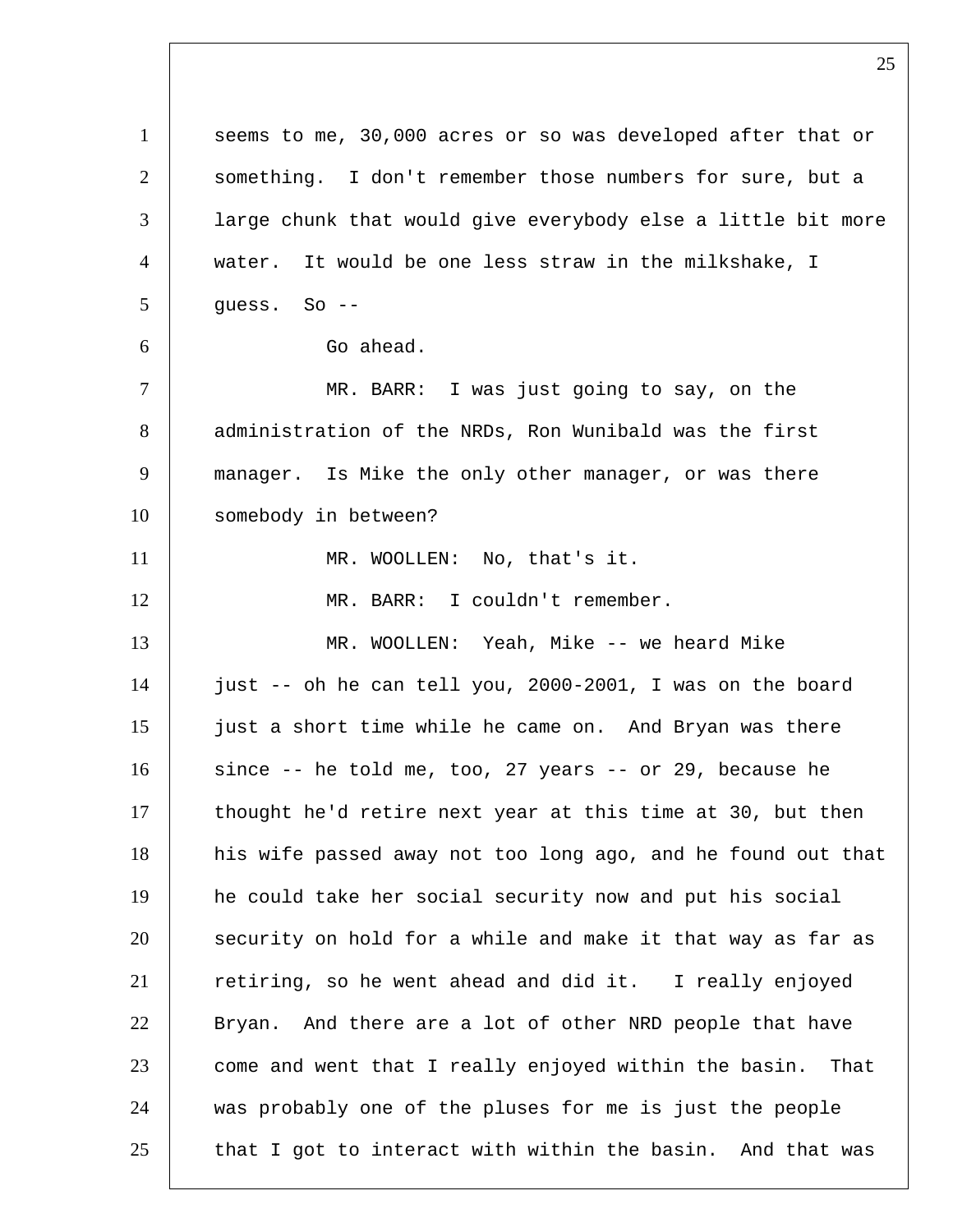seems to me, 30,000 acres or so was developed after that or something. I don't remember those numbers for sure, but a large chunk that would give everybody else a little bit more water. It would be one less straw in the milkshake, I guess. So --

Go ahead.

MR. BARR: I was just going to say, on the administration of the NRDs, Ron Wunibald was the first manager. Is Mike the only other manager, or was there somebody in between?

MR. WOOLLEN: No, that's it.

MR. BARR: I couldn't remember.

MR. WOOLLEN: Yeah, Mike -- we heard Mike just -- oh he can tell you, 2000-2001, I was on the board just a short time while he came on. And Bryan was there since -- he told me, too, 27 years -- or 29, because he thought he'd retire next year at this time at 30, but then his wife passed away not too long ago, and he found out that he could take her social security now and put his social security on hold for a while and make it that way as far as retiring, so he went ahead and did it. I really enjoyed Bryan. And there are a lot of other NRD people that have come and went that I really enjoyed within the basin. That was probably one of the pluses for me is just the people that I got to interact with within the basin. And that was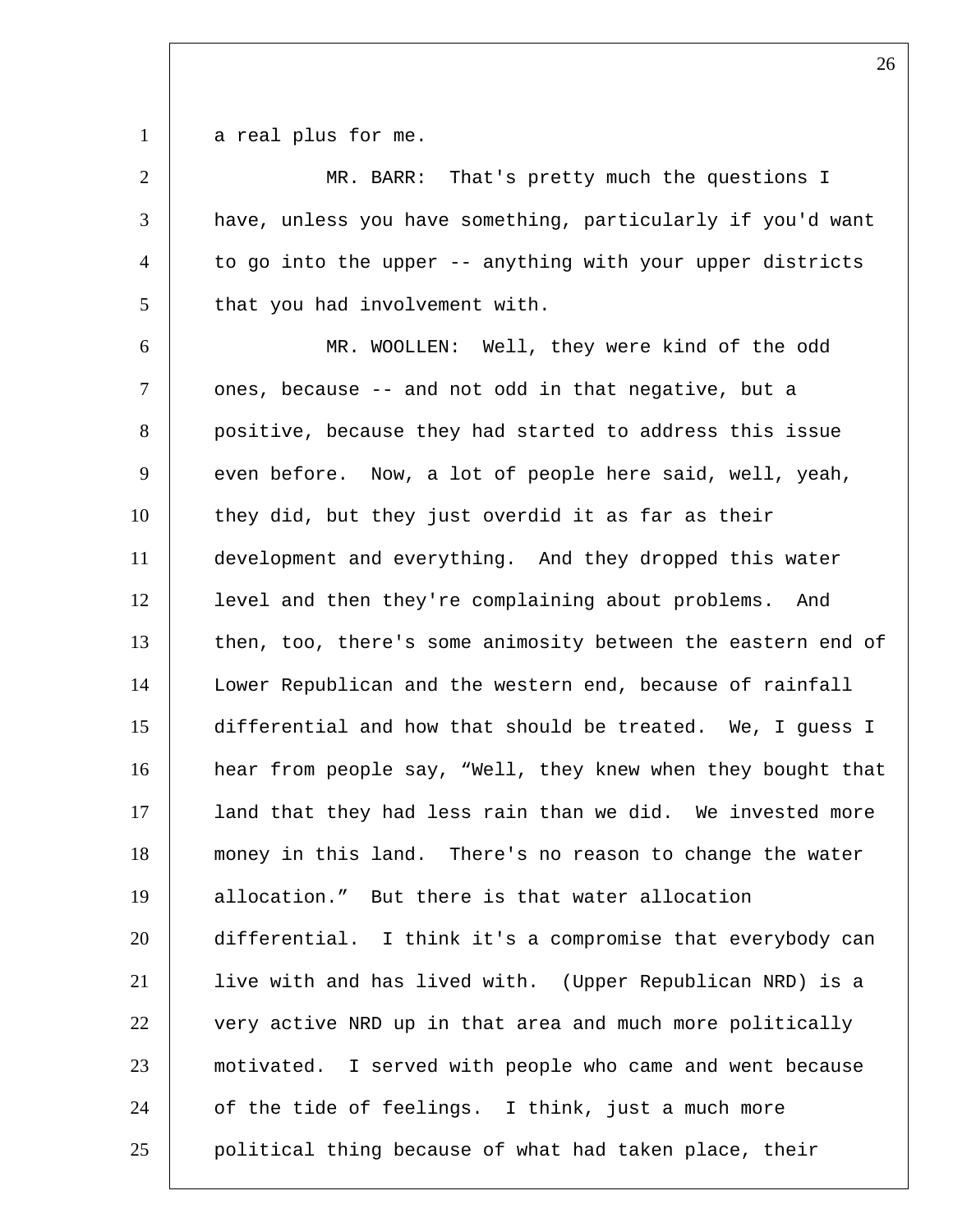a real plus for me.

MR. BARR: That's pretty much the questions I have, unless you have something, particularly if you'd want to go into the upper -- anything with your upper districts that you had involvement with.

MR. WOOLLEN: Well, they were kind of the odd ones, because -- and not odd in that negative, but a positive, because they had started to address this issue even before. Now, a lot of people here said, well, yeah, they did, but they just overdid it as far as their development and everything. And they dropped this water level and then they're complaining about problems. And then, too, there's some animosity between the eastern end of Lower Republican and the western end, because of rainfall differential and how that should be treated. We, I guess I hear from people say, “Well, they knew when they bought that land that they had less rain than we did. We invested more money in this land. There's no reason to change the water allocation.” But there is that water allocation differential. I think it's a compromise that everybody can live with and has lived with. (Upper Republican NRD) is a very active NRD up in that area and much more politically motivated. I served with people who came and went because of the tide of feelings. I think, just a much more political thing because of what had taken place, their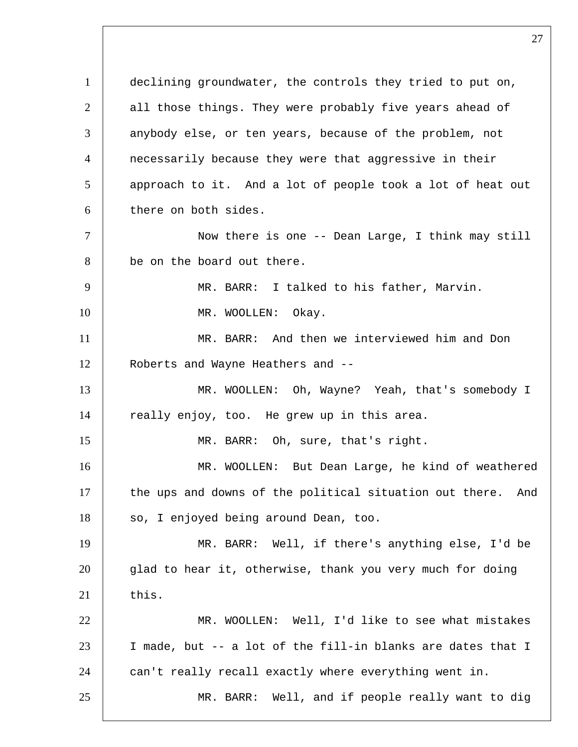declining groundwater, the controls they tried to put on, all those things. They were probably five years ahead of anybody else, or ten years, because of the problem, not necessarily because they were that aggressive in their approach to it. And a lot of people took a lot of heat out there on both sides.

Now there is one -- Dean Large, I think may still be on the board out there.

MR. BARR: I talked to his father, Marvin.

MR. WOOLLEN: Okay.

MR. BARR: And then we interviewed him and Don Roberts and Wayne Heathers and --

MR. WOOLLEN: Oh, Wayne? Yeah, that's somebody I really enjoy, too. He grew up in this area.

MR. BARR: Oh, sure, that's right.

MR. WOOLLEN: But Dean Large, he kind of weathered the ups and downs of the political situation out there. And so, I enjoyed being around Dean, too.

MR. BARR: Well, if there's anything else, I'd be glad to hear it, otherwise, thank you very much for doing this.

MR. WOOLLEN: Well, I'd like to see what mistakes I made, but -- a lot of the fill-in blanks are dates that I can't really recall exactly where everything went in.

MR. BARR: Well, and if people really want to dig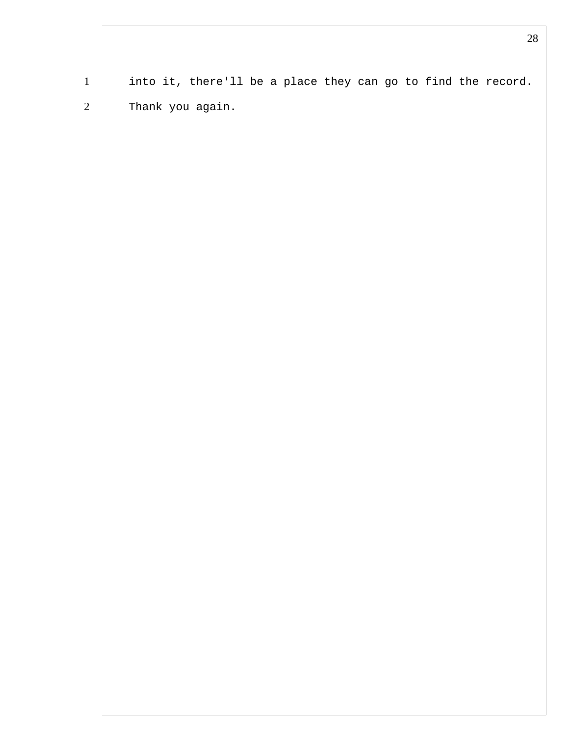into it, there'll be a place they can go to find the record.

Thank you again.